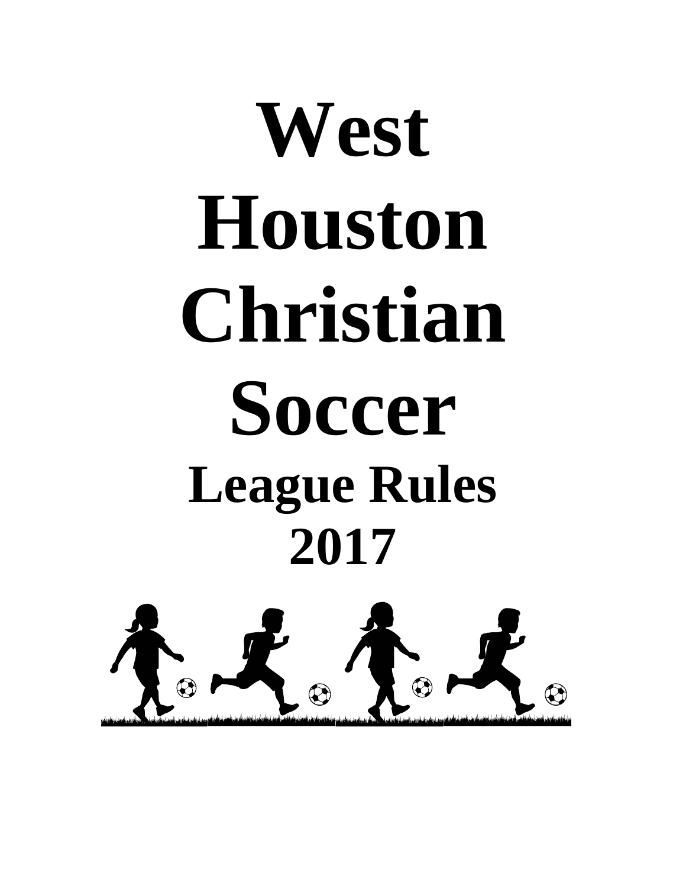# West Houston Christian Soccer

## League Rules 2017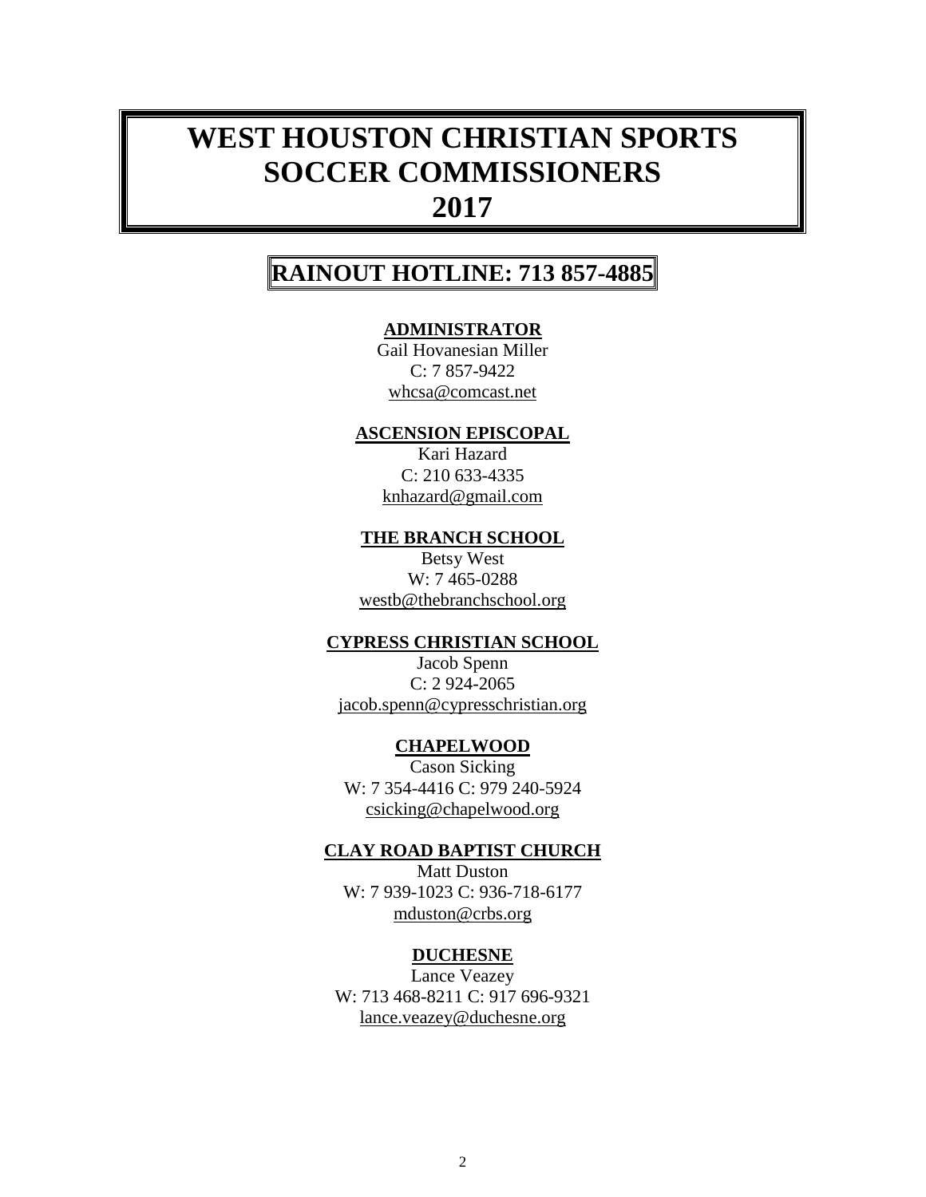# WEST HOUSTON CHRISTIAN SPORTS SOCCER COMMISSIONERS 2017

## RAINOUT HOTLINE: 713 857-4885

**ADMINISTRATOR**
Gail Hovanesian Miller
C: 7 857-9422
whcsa@comcast.net

**ASCENSION EPISCOPAL**
Kari Hazard
C: 210 633-4335
knhazard@gmail.com

**THE BRANCH SCHOOL**
Betsy West
W: 7 465-0288
westb@thebranchschool.org

**CYPRESS CHRISTIAN SCHOOL**
Jacob Spenn
C: 2 924-2065
jacob.spenn@cypresschristian.org

**CHAPELWOOD**
Cason Sicking
W: 7 354-4416 C: 979 240-5924
csicking@chapelwood.org

**CLAY ROAD BAPTIST CHURCH**
Matt Duston
W: 7 939-1023 C: 936-718-6177
mduston@crbs.org

**DUCHESNE**
Lance Veazey
W: 713 468-8211 C: 917 696-9321
lance.veazey@duchesne.org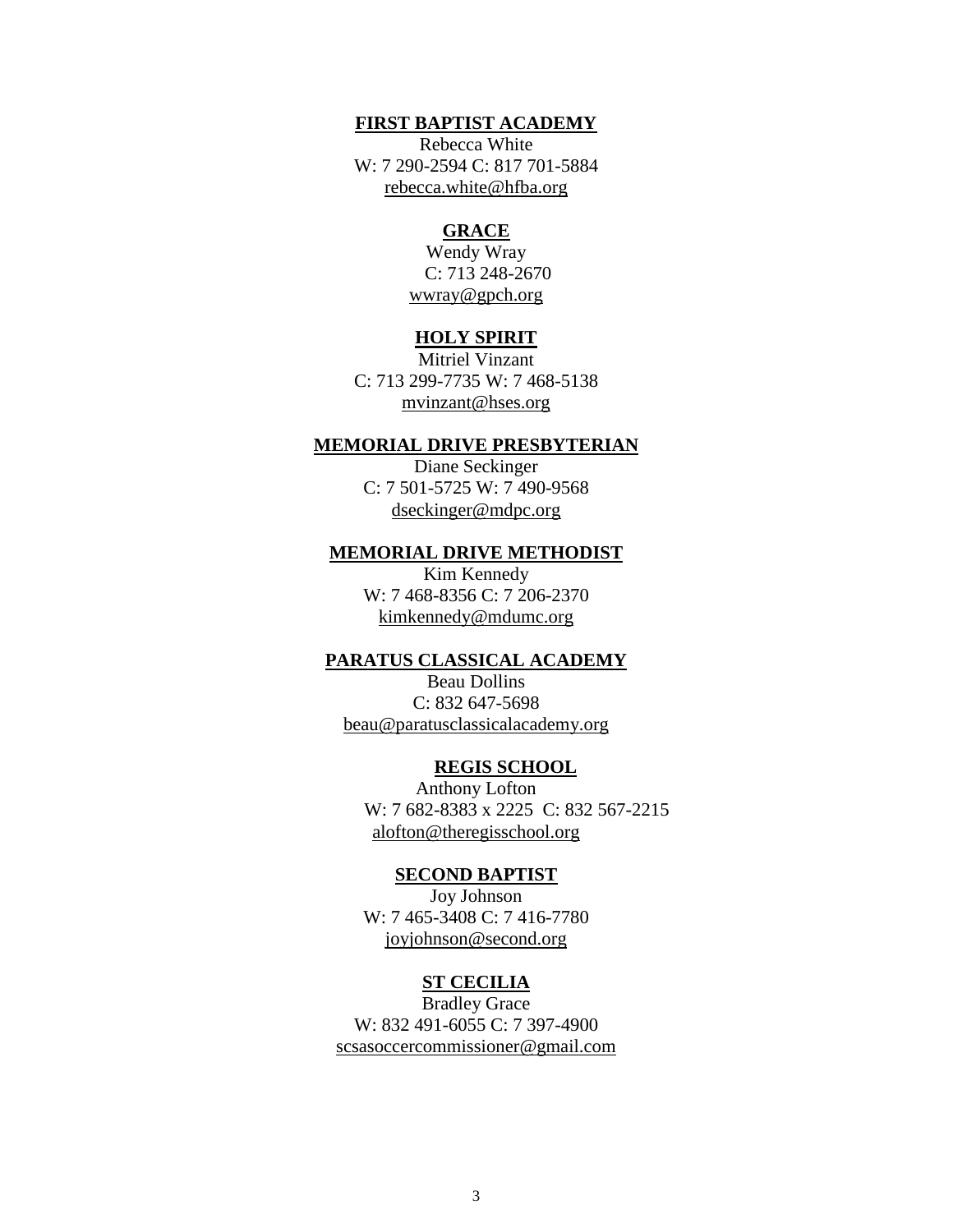**FIRST BAPTIST ACADEMY**

Rebecca White
W: 7 290-2594 C: 817 701-5884
rebecca.white@hfba.org

**GRACE**

Wendy Wray
C: 713 248-2670
wwray@gpch.org

**HOLY SPIRIT**

Mitriel Vinzant
C: 713 299-7735 W: 7 468-5138
mvinzant@hses.org

**MEMORIAL DRIVE PRESBYTERIAN**

Diane Seckinger
C: 7 501-5725 W: 7 490-9568
dseckinger@mdpc.org

**MEMORIAL DRIVE METHODIST**

Kim Kennedy
W: 7 468-8356 C: 7 206-2370
kimkennedy@mdumc.org

**PARATUS CLASSICAL ACADEMY**

Beau Dollins
C: 832 647-5698
beau@paratusclassicalacademy.org

**REGIS SCHOOL**

Anthony Lofton
W: 7 682-8383 x 2225 C: 832 567-2215
alofton@theregisschool.org

**SECOND BAPTIST**

Joy Johnson
W: 7 465-3408 C: 7 416-7780
joyjohnson@second.org

**ST CECILIA**

Bradley Grace
W: 832 491-6055 C: 7 397-4900
scsasoccercommissioner@gmail.com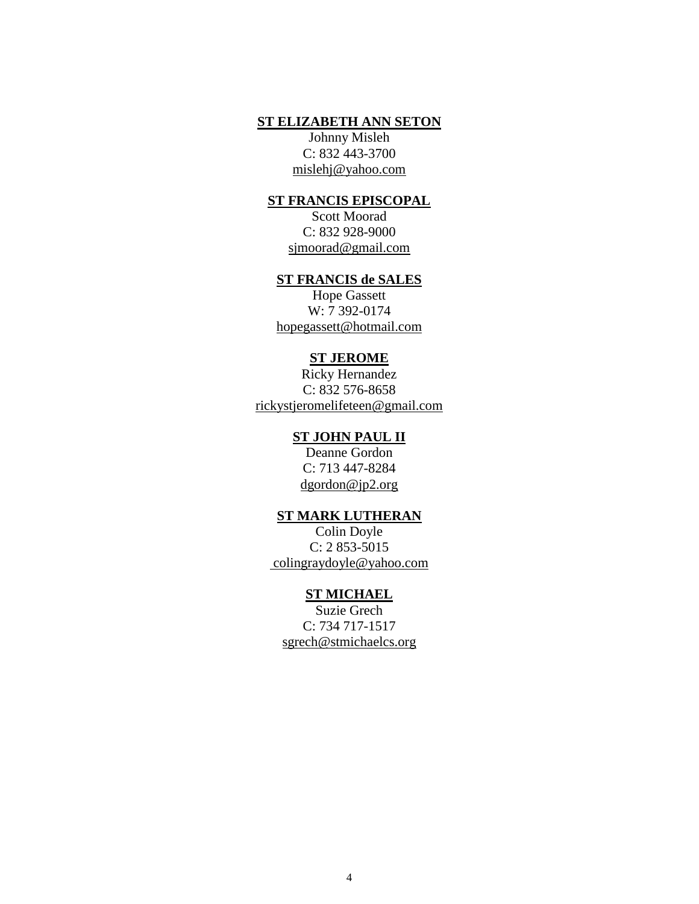**ST ELIZABETH ANN SETON**

Johnny Misleh
C: 832 443-3700
mislehj@yahoo.com

**ST FRANCIS EPISCOPAL**

Scott Moorad
C: 832 928-9000
sjmoorad@gmail.com

**ST FRANCIS de SALES**

Hope Gassett
W: 7 392-0174
hopegassett@hotmail.com

**ST JEROME**

Ricky Hernandez
C: 832 576-8658
rickystjeromelifeteen@gmail.com

**ST JOHN PAUL II**

Deanne Gordon
C: 713 447-8284
dgordon@jp2.org

**ST MARK LUTHERAN**

Colin Doyle
C: 2 853-5015
colingraydoyle@yahoo.com

**ST MICHAEL**

Suzie Grech
C: 734 717-1517
sgrech@stmichaelcs.org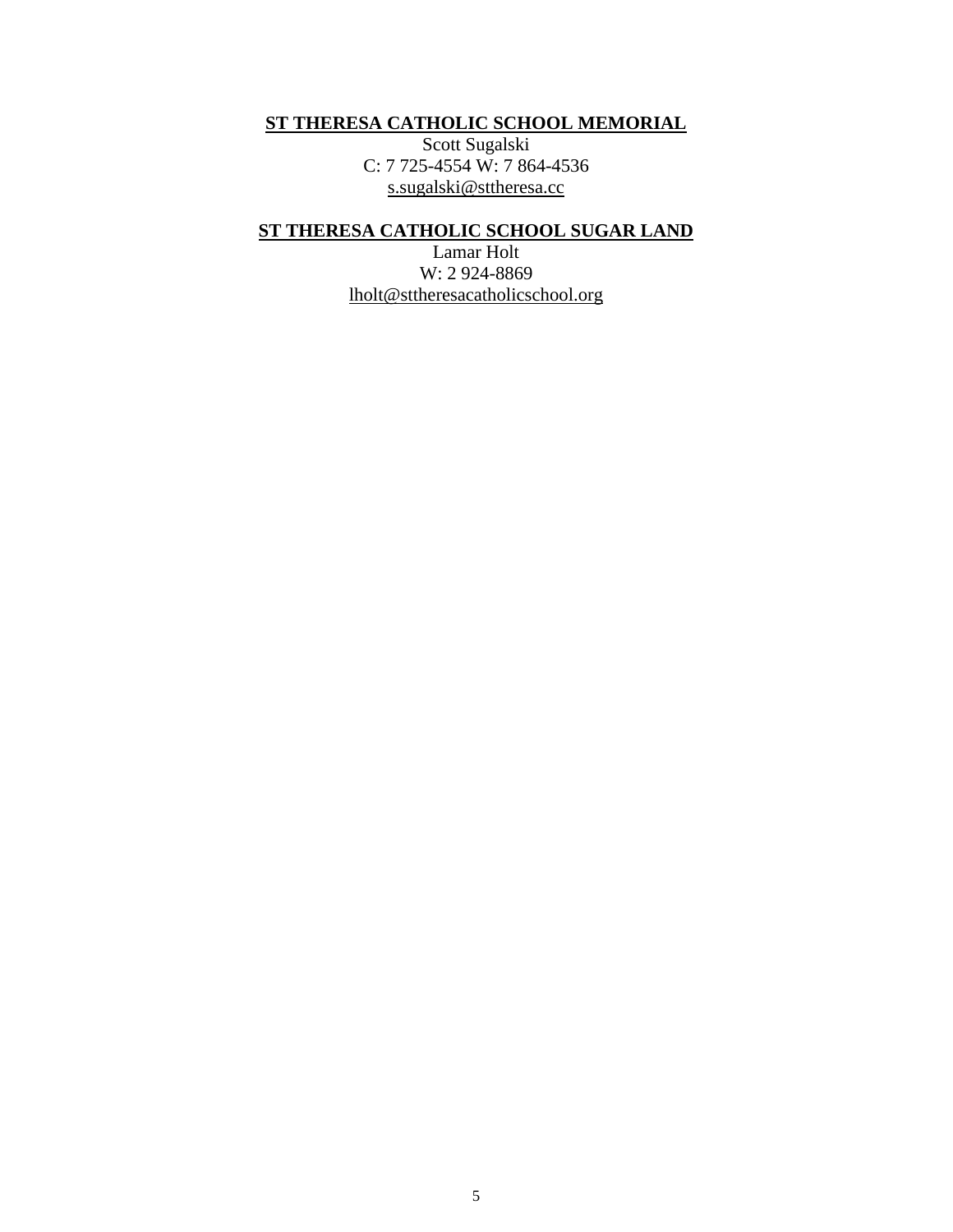**ST THERESA CATHOLIC SCHOOL MEMORIAL**

Scott Sugalski
C: 7 725-4554 W: 7 864-4536
s.sugalski@sttheresa.cc

**ST THERESA CATHOLIC SCHOOL SUGAR LAND**

Lamar Holt
W: 2 924-8869
lholt@sttheresacatholicschool.org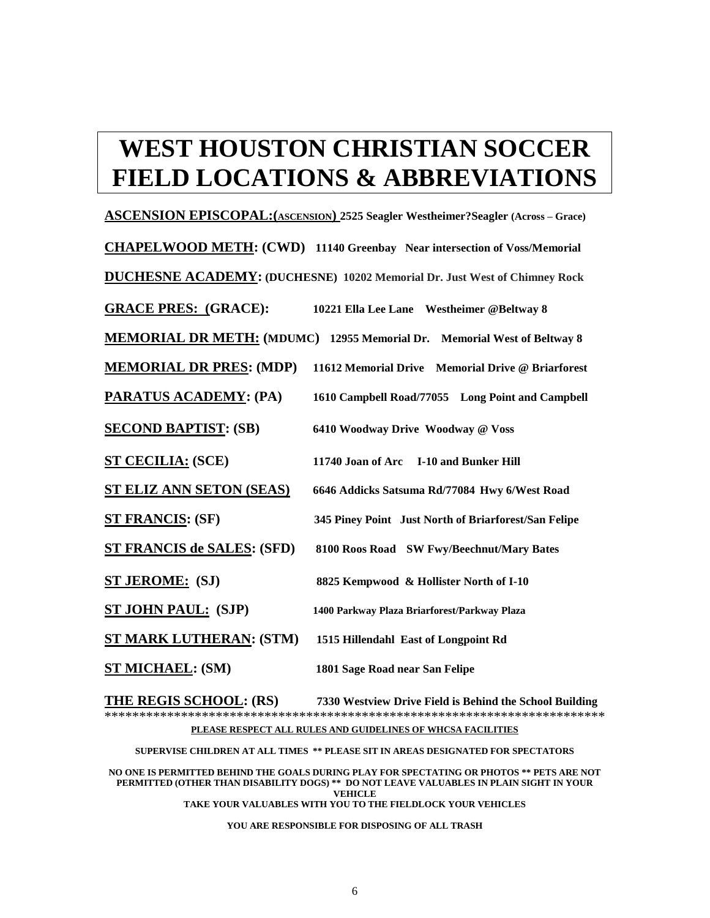# WEST HOUSTON CHRISTIAN SOCCER FIELD LOCATIONS & ABBREVIATIONS

**ASCENSION EPISCOPAL:(ASCENSION)** 2525 Seagler Westheimer?Seagler (Across – Grace)

**CHAPELWOOD METH: (CWD)** 11140 Greenbay Near intersection of Voss/Memorial

**DUCHESNE ACADEMY: (DUCHESNE)** 10202 Memorial Dr. Just West of Chimney Rock

**GRACE PRES: (GRACE):** 10221 Ella Lee Lane Westheimer @Beltway 8

**MEMORIAL DR METH: (MDUMC)** 12955 Memorial Dr. Memorial West of Beltway 8

**MEMORIAL DR PRES: (MDP)** 11612 Memorial Drive Memorial Drive @ Briarforest

**PARATUS ACADEMY: (PA)** 1610 Campbell Road/77055 Long Point and Campbell

**SECOND BAPTIST: (SB)** 6410 Woodway Drive Woodway @ Voss

**ST CECILIA: (SCE)** 11740 Joan of Arc I-10 and Bunker Hill

**ST ELIZ ANN SETON (SEAS)** 6646 Addicks Satsuma Rd/77084 Hwy 6/West Road

**ST FRANCIS: (SF)** 345 Piney Point Just North of Briarforest/San Felipe

**ST FRANCIS de SALES: (SFD)** 8100 Roos Road SW Fwy/Beechnut/Mary Bates

**ST JEROME: (SJ)** 8825 Kempwood & Hollister North of I-10

**ST JOHN PAUL: (SJP)** 1400 Parkway Plaza Briarforest/Parkway Plaza

**ST MARK LUTHERAN: (STM)** 1515 Hillendahl East of Longpoint Rd

**ST MICHAEL: (SM)** 1801 Sage Road near San Felipe

**THE REGIS SCHOOL: (RS)** 7330 Westview Drive Field is Behind the School Building

************************************************************************

**PLEASE RESPECT ALL RULES AND GUIDELINES OF WHCSA FACILITIES**

**SUPERVISE CHILDREN AT ALL TIMES ** PLEASE SIT IN AREAS DESIGNATED FOR SPECTATORS**

**NO ONE IS PERMITTED BEHIND THE GOALS DURING PLAY FOR SPECTATING OR PHOTOS ** PETS ARE NOT PERMITTED (OTHER THAN DISABILITY DOGS) ** DO NOT LEAVE VALUABLES IN PLAIN SIGHT IN YOUR VEHICLE**

**TAKE YOUR VALUABLES WITH YOU TO THE FIELDLOCK YOUR VEHICLES**

**YOU ARE RESPONSIBLE FOR DISPOSING OF ALL TRASH**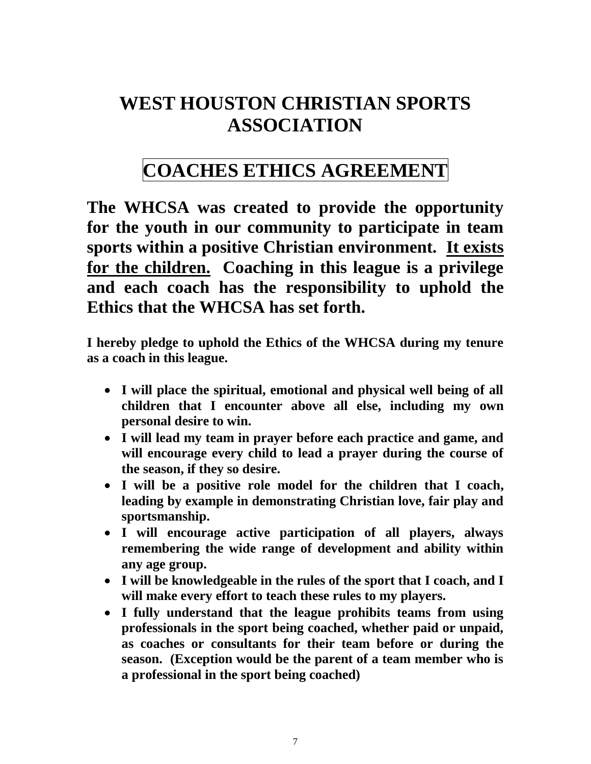# WEST HOUSTON CHRISTIAN SPORTS ASSOCIATION

## COACHES ETHICS AGREEMENT

**The WHCSA was created to provide the opportunity for the youth in our community to participate in team sports within a positive Christian environment. <u>It exists for the children.</u> Coaching in this league is a privilege and each coach has the responsibility to uphold the Ethics that the WHCSA has set forth.**

**I hereby pledge to uphold the Ethics of the WHCSA during my tenure as a coach in this league.**

- **I will place the spiritual, emotional and physical well being of all children that I encounter above all else, including my own personal desire to win.**
- **I will lead my team in prayer before each practice and game, and will encourage every child to lead a prayer during the course of the season, if they so desire.**
- **I will be a positive role model for the children that I coach, leading by example in demonstrating Christian love, fair play and sportsmanship.**
- **I will encourage active participation of all players, always remembering the wide range of development and ability within any age group.**
- **I will be knowledgeable in the rules of the sport that I coach, and I will make every effort to teach these rules to my players.**
- **I fully understand that the league prohibits teams from using professionals in the sport being coached, whether paid or unpaid, as coaches or consultants for their team before or during the season. (Exception would be the parent of a team member who is a professional in the sport being coached)**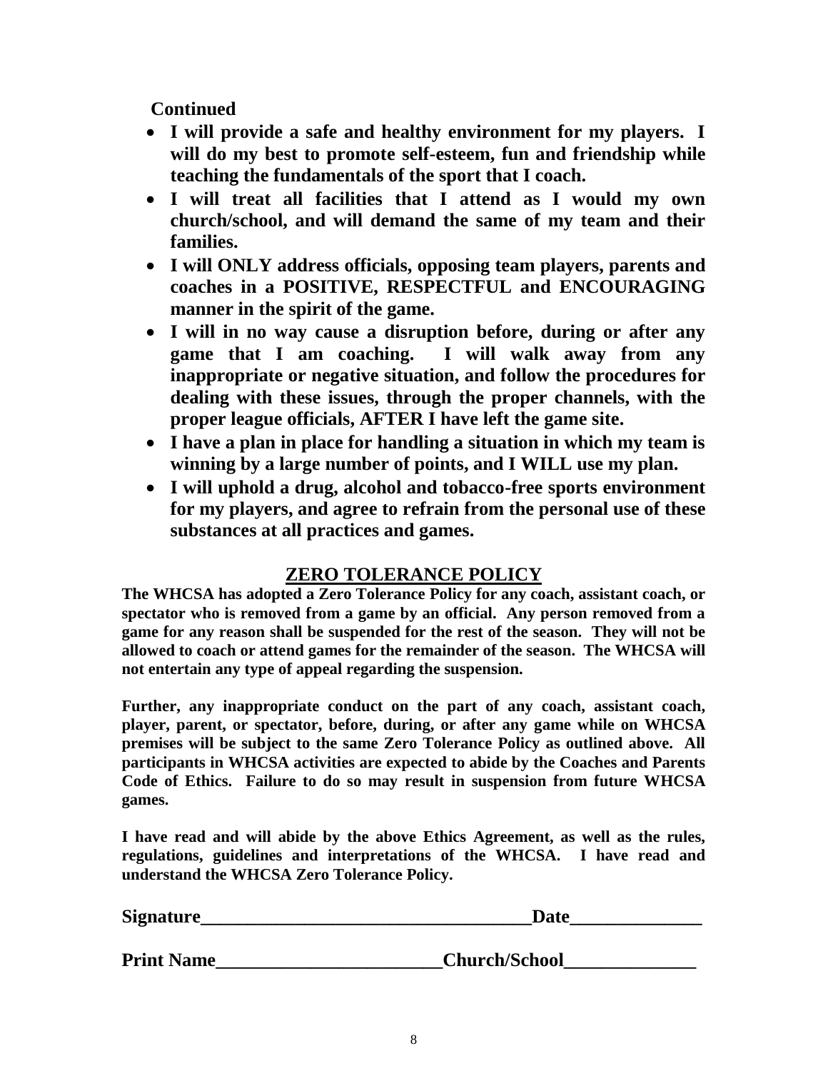**Continued**

- **I will provide a safe and healthy environment for my players. I will do my best to promote self-esteem, fun and friendship while teaching the fundamentals of the sport that I coach.**
- **I will treat all facilities that I attend as I would my own church/school, and will demand the same of my team and their families.**
- **I will ONLY address officials, opposing team players, parents and coaches in a POSITIVE, RESPECTFUL and ENCOURAGING manner in the spirit of the game.**
- **I will in no way cause a disruption before, during or after any game that I am coaching. I will walk away from any inappropriate or negative situation, and follow the procedures for dealing with these issues, through the proper channels, with the proper league officials, AFTER I have left the game site.**
- **I have a plan in place for handling a situation in which my team is winning by a large number of points, and I WILL use my plan.**
- **I will uphold a drug, alcohol and tobacco-free sports environment for my players, and agree to refrain from the personal use of these substances at all practices and games.**

## ZERO TOLERANCE POLICY

**The WHCSA has adopted a Zero Tolerance Policy for any coach, assistant coach, or spectator who is removed from a game by an official. Any person removed from a game for any reason shall be suspended for the rest of the season. They will not be allowed to coach or attend games for the remainder of the season. The WHCSA will not entertain any type of appeal regarding the suspension.**

**Further, any inappropriate conduct on the part of any coach, assistant coach, player, parent, or spectator, before, during, or after any game while on WHCSA premises will be subject to the same Zero Tolerance Policy as outlined above. All participants in WHCSA activities are expected to abide by the Coaches and Parents Code of Ethics. Failure to do so may result in suspension from future WHCSA games.**

**I have read and will abide by the above Ethics Agreement, as well as the rules, regulations, guidelines and interpretations of the WHCSA. I have read and understand the WHCSA Zero Tolerance Policy.**

**Signature___________________________________Date______________**

**Print Name________________________Church/School______________**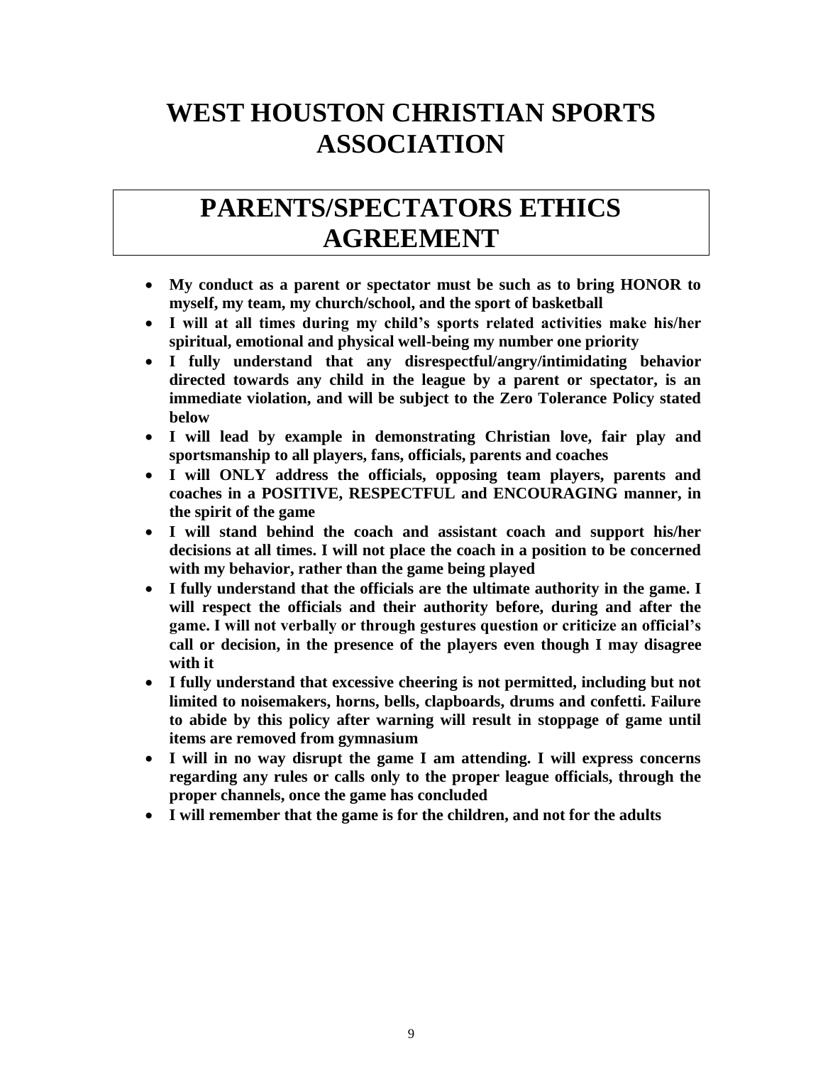# WEST HOUSTON CHRISTIAN SPORTS ASSOCIATION

## PARENTS/SPECTATORS ETHICS AGREEMENT

- **My conduct as a parent or spectator must be such as to bring HONOR to myself, my team, my church/school, and the sport of basketball**
- **I will at all times during my child's sports related activities make his/her spiritual, emotional and physical well-being my number one priority**
- **I fully understand that any disrespectful/angry/intimidating behavior directed towards any child in the league by a parent or spectator, is an immediate violation, and will be subject to the Zero Tolerance Policy stated below**
- **I will lead by example in demonstrating Christian love, fair play and sportsmanship to all players, fans, officials, parents and coaches**
- **I will ONLY address the officials, opposing team players, parents and coaches in a POSITIVE, RESPECTFUL and ENCOURAGING manner, in the spirit of the game**
- **I will stand behind the coach and assistant coach and support his/her decisions at all times. I will not place the coach in a position to be concerned with my behavior, rather than the game being played**
- **I fully understand that the officials are the ultimate authority in the game. I will respect the officials and their authority before, during and after the game. I will not verbally or through gestures question or criticize an official's call or decision, in the presence of the players even though I may disagree with it**
- **I fully understand that excessive cheering is not permitted, including but not limited to noisemakers, horns, bells, clapboards, drums and confetti. Failure to abide by this policy after warning will result in stoppage of game until items are removed from gymnasium**
- **I will in no way disrupt the game I am attending. I will express concerns regarding any rules or calls only to the proper league officials, through the proper channels, once the game has concluded**
- **I will remember that the game is for the children, and not for the adults**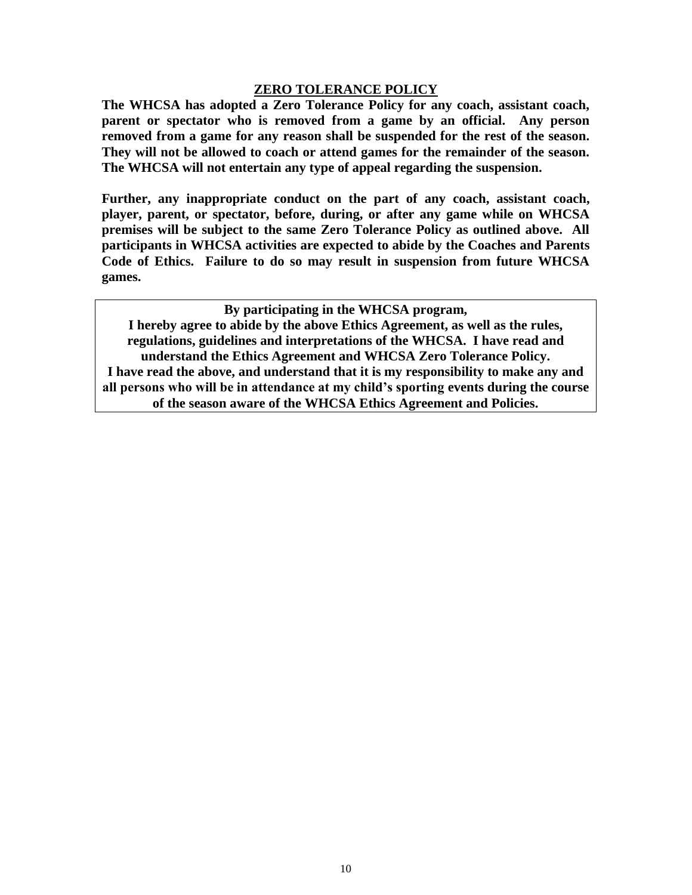## ZERO TOLERANCE POLICY

**The WHCSA has adopted a Zero Tolerance Policy for any coach, assistant coach, parent or spectator who is removed from a game by an official. Any person removed from a game for any reason shall be suspended for the rest of the season. They will not be allowed to coach or attend games for the remainder of the season. The WHCSA will not entertain any type of appeal regarding the suspension.**

**Further, any inappropriate conduct on the part of any coach, assistant coach, player, parent, or spectator, before, during, or after any game while on WHCSA premises will be subject to the same Zero Tolerance Policy as outlined above. All participants in WHCSA activities are expected to abide by the Coaches and Parents Code of Ethics. Failure to do so may result in suspension from future WHCSA games.**

**By participating in the WHCSA program,**
**I hereby agree to abide by the above Ethics Agreement, as well as the rules, regulations, guidelines and interpretations of the WHCSA. I have read and understand the Ethics Agreement and WHCSA Zero Tolerance Policy.**
**I have read the above, and understand that it is my responsibility to make any and all persons who will be in attendance at my child's sporting events during the course of the season aware of the WHCSA Ethics Agreement and Policies.**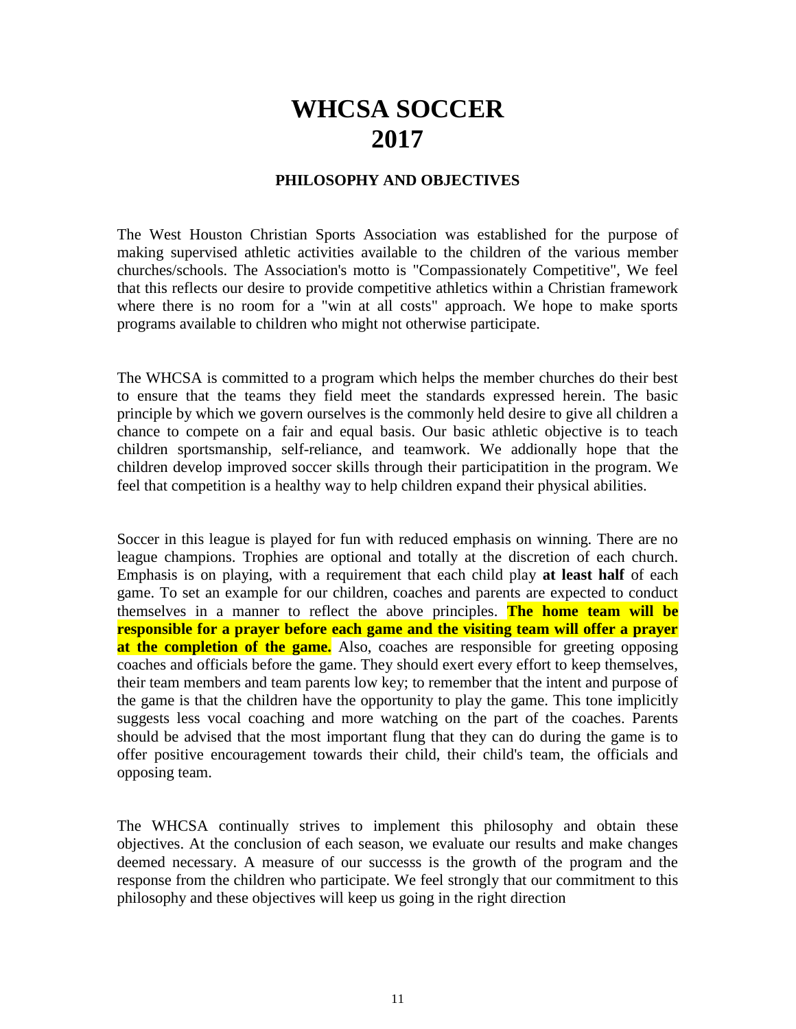# WHCSA SOCCER
# 2017

### PHILOSOPHY AND OBJECTIVES

The West Houston Christian Sports Association was established for the purpose of making supervised athletic activities available to the children of the various member churches/schools. The Association's motto is "Compassionately Competitive", We feel that this reflects our desire to provide competitive athletics within a Christian framework where there is no room for a "win at all costs" approach. We hope to make sports programs available to children who might not otherwise participate.

The WHCSA is committed to a program which helps the member churches do their best to ensure that the teams they field meet the standards expressed herein. The basic principle by which we govern ourselves is the commonly held desire to give all children a chance to compete on a fair and equal basis. Our basic athletic objective is to teach children sportsmanship, self-reliance, and teamwork. We addionally hope that the children develop improved soccer skills through their participatition in the program. We feel that competition is a healthy way to help children expand their physical abilities.

Soccer in this league is played for fun with reduced emphasis on winning. There are no league champions. Trophies are optional and totally at the discretion of each church. Emphasis is on playing, with a requirement that each child play **at least half** of each game. To set an example for our children, coaches and parents are expected to conduct themselves in a manner to reflect the above principles. **The home team will be responsible for a prayer before each game and the visiting team will offer a prayer at the completion of the game.** Also, coaches are responsible for greeting opposing coaches and officials before the game. They should exert every effort to keep themselves, their team members and team parents low key; to remember that the intent and purpose of the game is that the children have the opportunity to play the game. This tone implicitly suggests less vocal coaching and more watching on the part of the coaches. Parents should be advised that the most important flung that they can do during the game is to offer positive encouragement towards their child, their child's team, the officials and opposing team.

The WHCSA continually strives to implement this philosophy and obtain these objectives. At the conclusion of each season, we evaluate our results and make changes deemed necessary. A measure of our successs is the growth of the program and the response from the children who participate. We feel strongly that our commitment to this philosophy and these objectives will keep us going in the right direction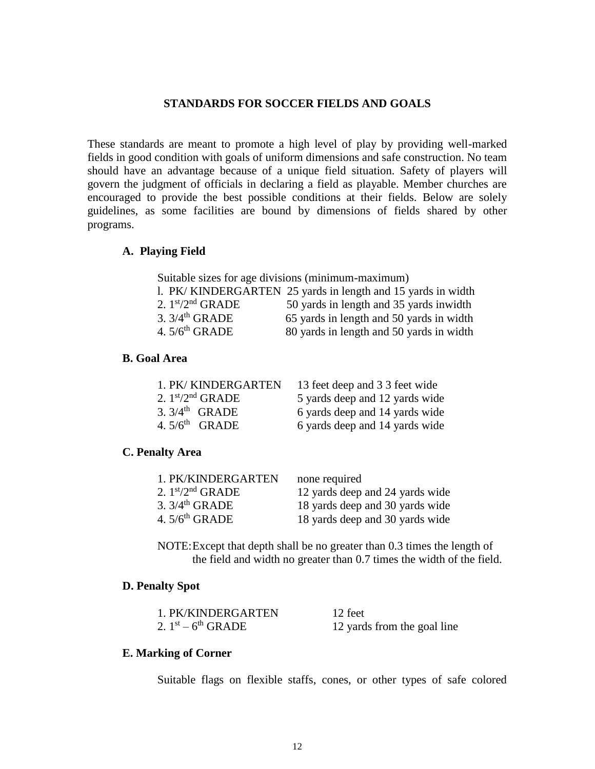## STANDARDS FOR SOCCER FIELDS AND GOALS

These standards are meant to promote a high level of play by providing well-marked fields in good condition with goals of uniform dimensions and safe construction. No team should have an advantage because of a unique field situation. Safety of players will govern the judgment of officials in declaring a field as playable. Member churches are encouraged to provide the best possible conditions at their fields. Below are solely guidelines, as some facilities are bound by dimensions of fields shared by other programs.

### A. Playing Field

Suitable sizes for age divisions (minimum-maximum)

| | |
|---|---|
| l. PK/ KINDERGARTEN | 25 yards in length and 15 yards in width |
| 2. 1st/2nd GRADE | 50 yards in length and 35 yards inwidth |
| 3. 3/4th GRADE | 65 yards in length and 50 yards in width |
| 4. 5/6th GRADE | 80 yards in length and 50 yards in width |

### B. Goal Area

| | |
|---|---|
| 1. PK/ KINDERGARTEN | 13 feet deep and 3 3 feet wide |
| 2. 1st/2nd GRADE | 5 yards deep and 12 yards wide |
| 3. 3/4th GRADE | 6 yards deep and 14 yards wide |
| 4. 5/6th GRADE | 6 yards deep and 14 yards wide |

### C. Penalty Area

| | |
|---|---|
| 1. PK/KINDERGARTEN | none required |
| 2. 1st/2nd GRADE | 12 yards deep and 24 yards wide |
| 3. 3/4th GRADE | 18 yards deep and 30 yards wide |
| 4. 5/6th GRADE | 18 yards deep and 30 yards wide |

NOTE: Except that depth shall be no greater than 0.3 times the length of the field and width no greater than 0.7 times the width of the field.

### D. Penalty Spot

| | |
|---|---|
| 1. PK/KINDERGARTEN | 12 feet |
| 2. 1st – 6th GRADE | 12 yards from the goal line |

### E. Marking of Corner

Suitable flags on flexible staffs, cones, or other types of safe colored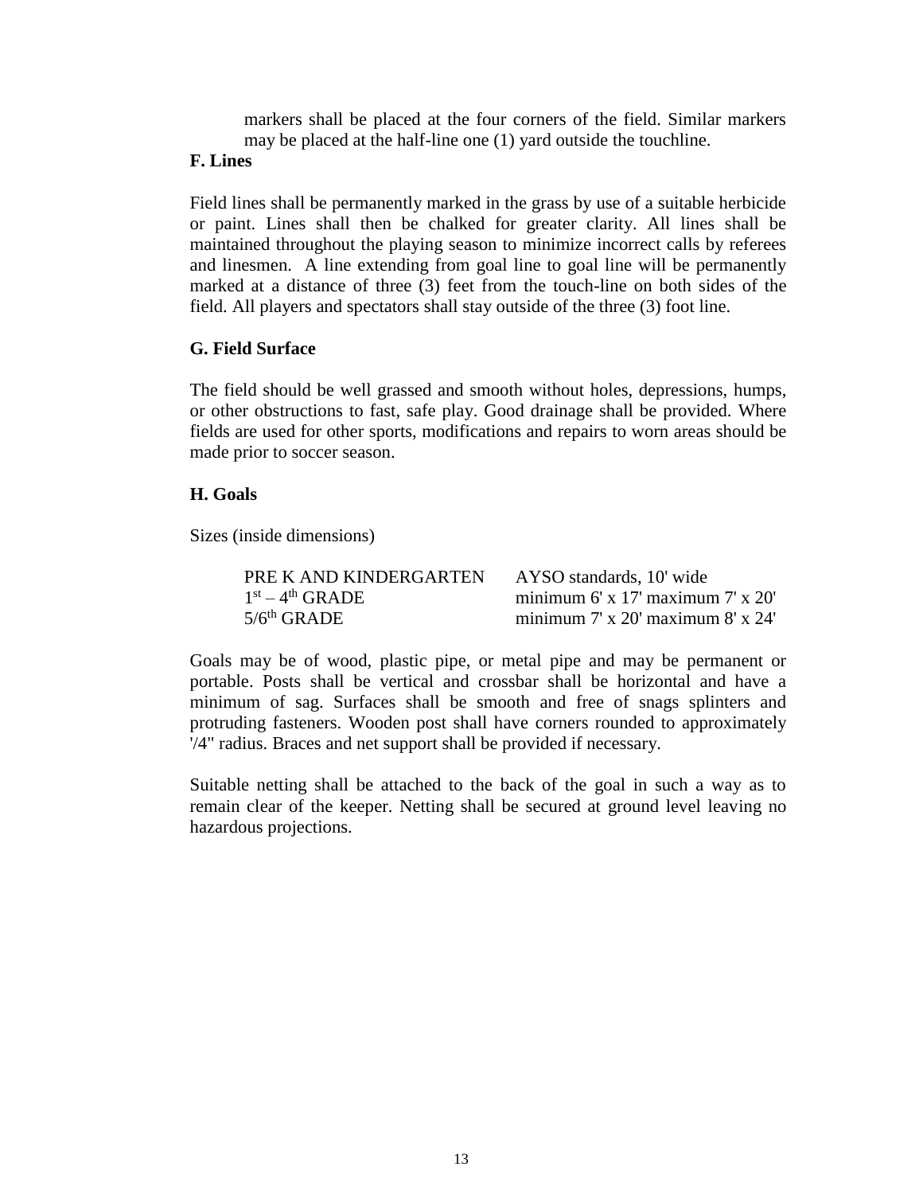markers shall be placed at the four corners of the field. Similar markers may be placed at the half-line one (1) yard outside the touchline.

**F. Lines**

Field lines shall be permanently marked in the grass by use of a suitable herbicide or paint. Lines shall then be chalked for greater clarity. All lines shall be maintained throughout the playing season to minimize incorrect calls by referees and linesmen. A line extending from goal line to goal line will be permanently marked at a distance of three (3) feet from the touch-line on both sides of the field. All players and spectators shall stay outside of the three (3) foot line.

**G. Field Surface**

The field should be well grassed and smooth without holes, depressions, humps, or other obstructions to fast, safe play. Good drainage shall be provided. Where fields are used for other sports, modifications and repairs to worn areas should be made prior to soccer season.

**H. Goals**

Sizes (inside dimensions)

| | |
|---|---|
| PRE K AND KINDERGARTEN | AYSO standards, 10' wide |
| 1st – 4th GRADE | minimum 6' x 17' maximum 7' x 20' |
| 5/6th GRADE | minimum 7' x 20' maximum 8' x 24' |

Goals may be of wood, plastic pipe, or metal pipe and may be permanent or portable. Posts shall be vertical and crossbar shall be horizontal and have a minimum of sag. Surfaces shall be smooth and free of snags splinters and protruding fasteners. Wooden post shall have corners rounded to approximately '/4" radius. Braces and net support shall be provided if necessary.

Suitable netting shall be attached to the back of the goal in such a way as to remain clear of the keeper. Netting shall be secured at ground level leaving no hazardous projections.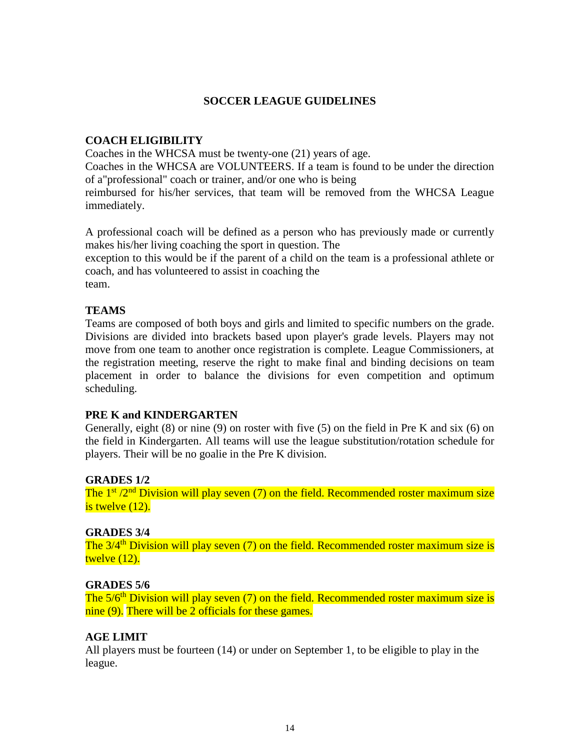## SOCCER LEAGUE GUIDELINES

**COACH ELIGIBILITY**

Coaches in the WHCSA must be twenty-one (21) years of age.

Coaches in the WHCSA are VOLUNTEERS. If a team is found to be under the direction of a"professional" coach or trainer, and/or one who is being reimbursed for his/her services, that team will be removed from the WHCSA League immediately.

A professional coach will be defined as a person who has previously made or currently makes his/her living coaching the sport in question. The exception to this would be if the parent of a child on the team is a professional athlete or coach, and has volunteered to assist in coaching the team.

**TEAMS**

Teams are composed of both boys and girls and limited to specific numbers on the grade. Divisions are divided into brackets based upon player's grade levels. Players may not move from one team to another once registration is complete. League Commissioners, at the registration meeting, reserve the right to make final and binding decisions on team placement in order to balance the divisions for even competition and optimum scheduling.

**PRE K and KINDERGARTEN**

Generally, eight (8) or nine (9) on roster with five (5) on the field in Pre K and six (6) on the field in Kindergarten. All teams will use the league substitution/rotation schedule for players. Their will be no goalie in the Pre K division.

**GRADES 1/2**

The 1st /2nd Division will play seven (7) on the field. Recommended roster maximum size is twelve (12).

**GRADES 3/4**

The 3/4th Division will play seven (7) on the field. Recommended roster maximum size is twelve (12).

**GRADES 5/6**

The 5/6th Division will play seven (7) on the field. Recommended roster maximum size is nine (9). There will be 2 officials for these games.

**AGE LIMIT**

All players must be fourteen (14) or under on September 1, to be eligible to play in the league.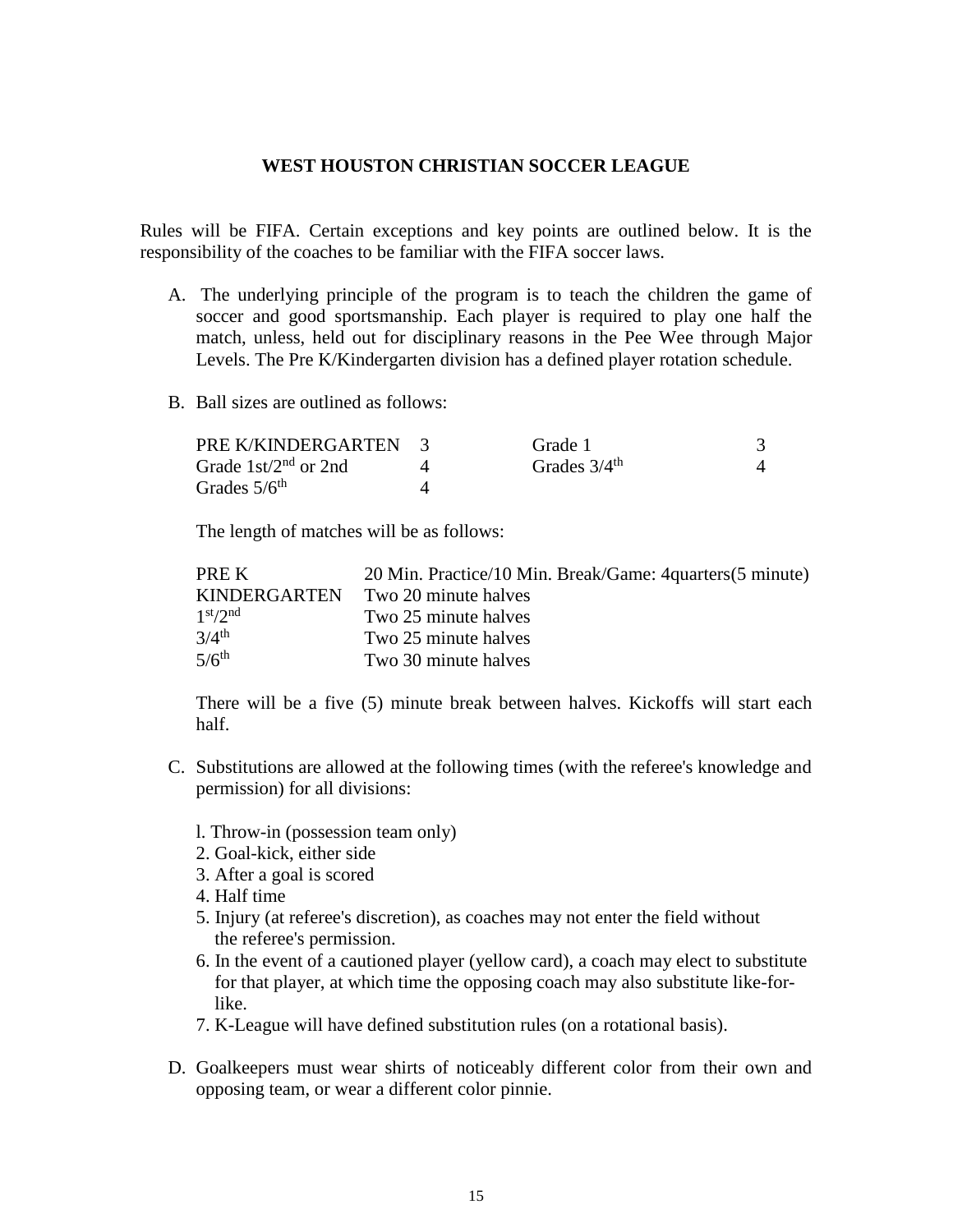# WEST HOUSTON CHRISTIAN SOCCER LEAGUE

Rules will be FIFA. Certain exceptions and key points are outlined below. It is the responsibility of the coaches to be familiar with the FIFA soccer laws.

A. The underlying principle of the program is to teach the children the game of soccer and good sportsmanship. Each player is required to play one half the match, unless, held out for disciplinary reasons in the Pee Wee through Major Levels. The Pre K/Kindergarten division has a defined player rotation schedule.

B. Ball sizes are outlined as follows:

| | | | |
|---|---|---|---|
| PRE K/KINDERGARTEN | 3 | Grade 1 | 3 |
| Grade 1st/2nd or 2nd | 4 | Grades 3/4th | 4 |
| Grades 5/6th | 4 | | |

The length of matches will be as follows:

| | |
|---|---|
| PRE K | 20 Min. Practice/10 Min. Break/Game: 4quarters(5 minute) |
| KINDERGARTEN | Two 20 minute halves |
| 1st/2nd | Two 25 minute halves |
| 3/4th | Two 25 minute halves |
| 5/6th | Two 30 minute halves |

There will be a five (5) minute break between halves. Kickoffs will start each half.

C. Substitutions are allowed at the following times (with the referee's knowledge and permission) for all divisions:

1. Throw-in (possession team only)
2. Goal-kick, either side
3. After a goal is scored
4. Half time
5. Injury (at referee's discretion), as coaches may not enter the field without the referee's permission.
6. In the event of a cautioned player (yellow card), a coach may elect to substitute for that player, at which time the opposing coach may also substitute like-for-like.
7. K-League will have defined substitution rules (on a rotational basis).

D. Goalkeepers must wear shirts of noticeably different color from their own and opposing team, or wear a different color pinnie.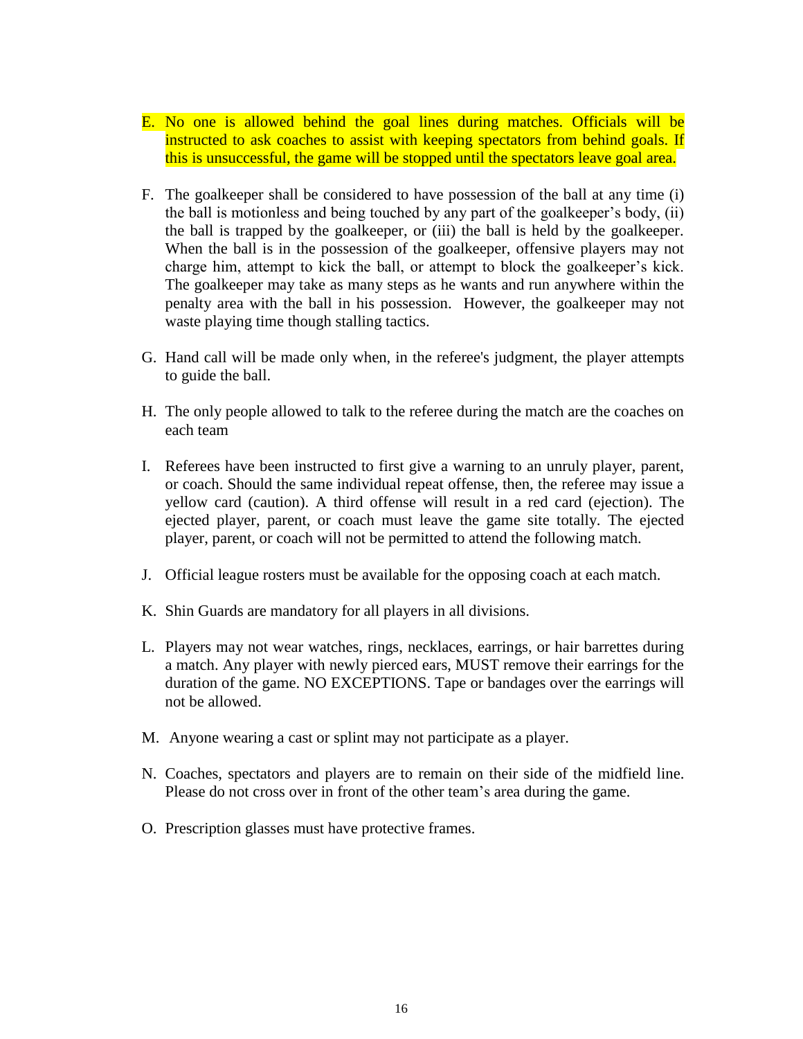E. No one is allowed behind the goal lines during matches. Officials will be instructed to ask coaches to assist with keeping spectators from behind goals. If this is unsuccessful, the game will be stopped until the spectators leave goal area.

F. The goalkeeper shall be considered to have possession of the ball at any time (i) the ball is motionless and being touched by any part of the goalkeeper's body, (ii) the ball is trapped by the goalkeeper, or (iii) the ball is held by the goalkeeper. When the ball is in the possession of the goalkeeper, offensive players may not charge him, attempt to kick the ball, or attempt to block the goalkeeper's kick. The goalkeeper may take as many steps as he wants and run anywhere within the penalty area with the ball in his possession. However, the goalkeeper may not waste playing time though stalling tactics.

G. Hand call will be made only when, in the referee's judgment, the player attempts to guide the ball.

H. The only people allowed to talk to the referee during the match are the coaches on each team

I. Referees have been instructed to first give a warning to an unruly player, parent, or coach. Should the same individual repeat offense, then, the referee may issue a yellow card (caution). A third offense will result in a red card (ejection). The ejected player, parent, or coach must leave the game site totally. The ejected player, parent, or coach will not be permitted to attend the following match.

J. Official league rosters must be available for the opposing coach at each match.

K. Shin Guards are mandatory for all players in all divisions.

L. Players may not wear watches, rings, necklaces, earrings, or hair barrettes during a match. Any player with newly pierced ears, MUST remove their earrings for the duration of the game. NO EXCEPTIONS. Tape or bandages over the earrings will not be allowed.

M. Anyone wearing a cast or splint may not participate as a player.

N. Coaches, spectators and players are to remain on their side of the midfield line. Please do not cross over in front of the other team's area during the game.

O. Prescription glasses must have protective frames.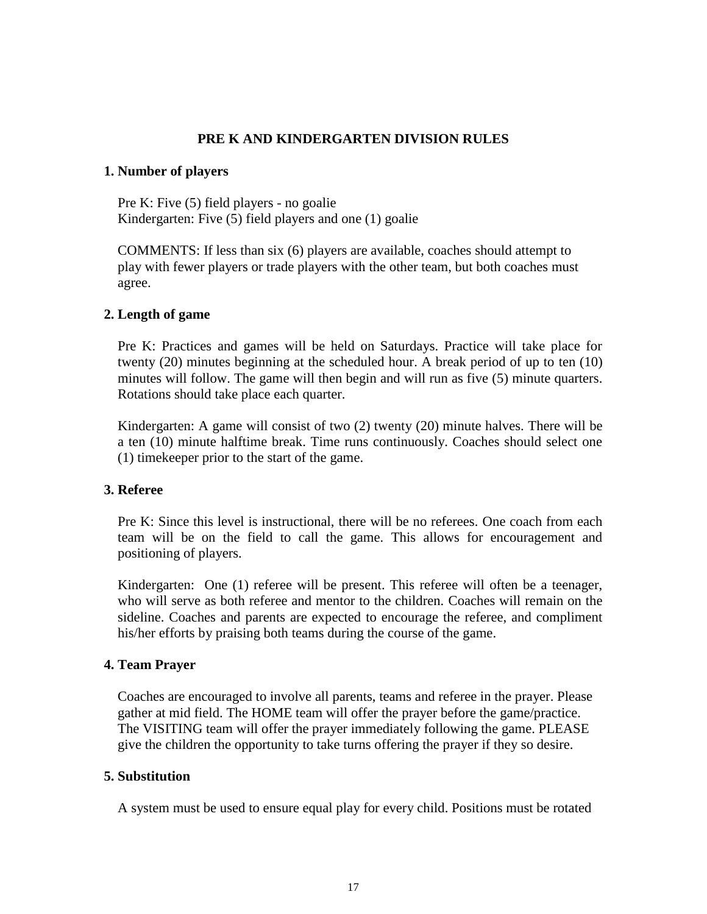## PRE K AND KINDERGARTEN DIVISION RULES

**1. Number of players**

Pre K: Five (5) field players - no goalie
Kindergarten: Five (5) field players and one (1) goalie

COMMENTS: If less than six (6) players are available, coaches should attempt to play with fewer players or trade players with the other team, but both coaches must agree.

**2. Length of game**

Pre K: Practices and games will be held on Saturdays. Practice will take place for twenty (20) minutes beginning at the scheduled hour. A break period of up to ten (10) minutes will follow. The game will then begin and will run as five (5) minute quarters. Rotations should take place each quarter.

Kindergarten: A game will consist of two (2) twenty (20) minute halves. There will be a ten (10) minute halftime break. Time runs continuously. Coaches should select one (1) timekeeper prior to the start of the game.

**3. Referee**

Pre K: Since this level is instructional, there will be no referees. One coach from each team will be on the field to call the game. This allows for encouragement and positioning of players.

Kindergarten: One (1) referee will be present. This referee will often be a teenager, who will serve as both referee and mentor to the children. Coaches will remain on the sideline. Coaches and parents are expected to encourage the referee, and compliment his/her efforts by praising both teams during the course of the game.

**4. Team Prayer**

Coaches are encouraged to involve all parents, teams and referee in the prayer. Please gather at mid field. The HOME team will offer the prayer before the game/practice. The VISITING team will offer the prayer immediately following the game. PLEASE give the children the opportunity to take turns offering the prayer if they so desire.

**5. Substitution**

A system must be used to ensure equal play for every child. Positions must be rotated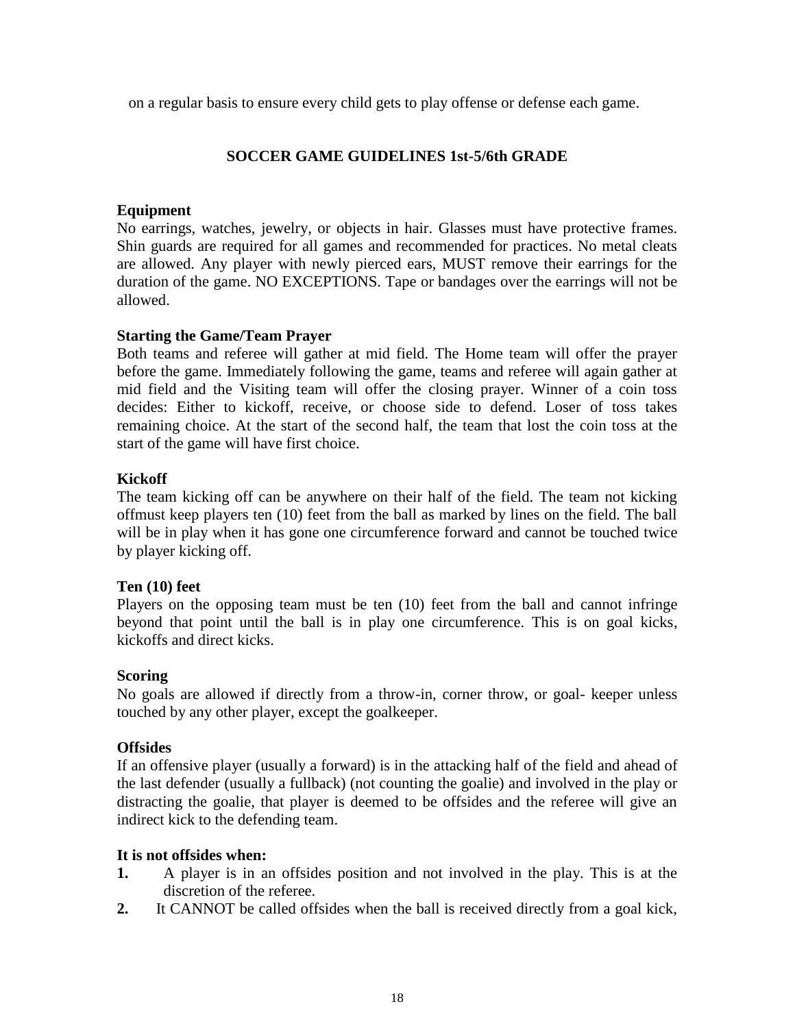on a regular basis to ensure every child gets to play offense or defense each game.

## SOCCER GAME GUIDELINES 1st-5/6th GRADE

### Equipment

No earrings, watches, jewelry, or objects in hair. Glasses must have protective frames. Shin guards are required for all games and recommended for practices. No metal cleats are allowed. Any player with newly pierced ears, MUST remove their earrings for the duration of the game. NO EXCEPTIONS. Tape or bandages over the earrings will not be allowed.

### Starting the Game/Team Prayer

Both teams and referee will gather at mid field. The Home team will offer the prayer before the game. Immediately following the game, teams and referee will again gather at mid field and the Visiting team will offer the closing prayer. Winner of a coin toss decides: Either to kickoff, receive, or choose side to defend. Loser of toss takes remaining choice. At the start of the second half, the team that lost the coin toss at the start of the game will have first choice.

### Kickoff

The team kicking off can be anywhere on their half of the field. The team not kicking offmust keep players ten (10) feet from the ball as marked by lines on the field. The ball will be in play when it has gone one circumference forward and cannot be touched twice by player kicking off.

### Ten (10) feet

Players on the opposing team must be ten (10) feet from the ball and cannot infringe beyond that point until the ball is in play one circumference. This is on goal kicks, kickoffs and direct kicks.

### Scoring

No goals are allowed if directly from a throw-in, corner throw, or goal- keeper unless touched by any other player, except the goalkeeper.

### Offsides

If an offensive player (usually a forward) is in the attacking half of the field and ahead of the last defender (usually a fullback) (not counting the goalie) and involved in the play or distracting the goalie, that player is deemed to be offsides and the referee will give an indirect kick to the defending team.

### It is not offsides when:

1. A player is in an offsides position and not involved in the play. This is at the discretion of the referee.
2. It CANNOT be called offsides when the ball is received directly from a goal kick,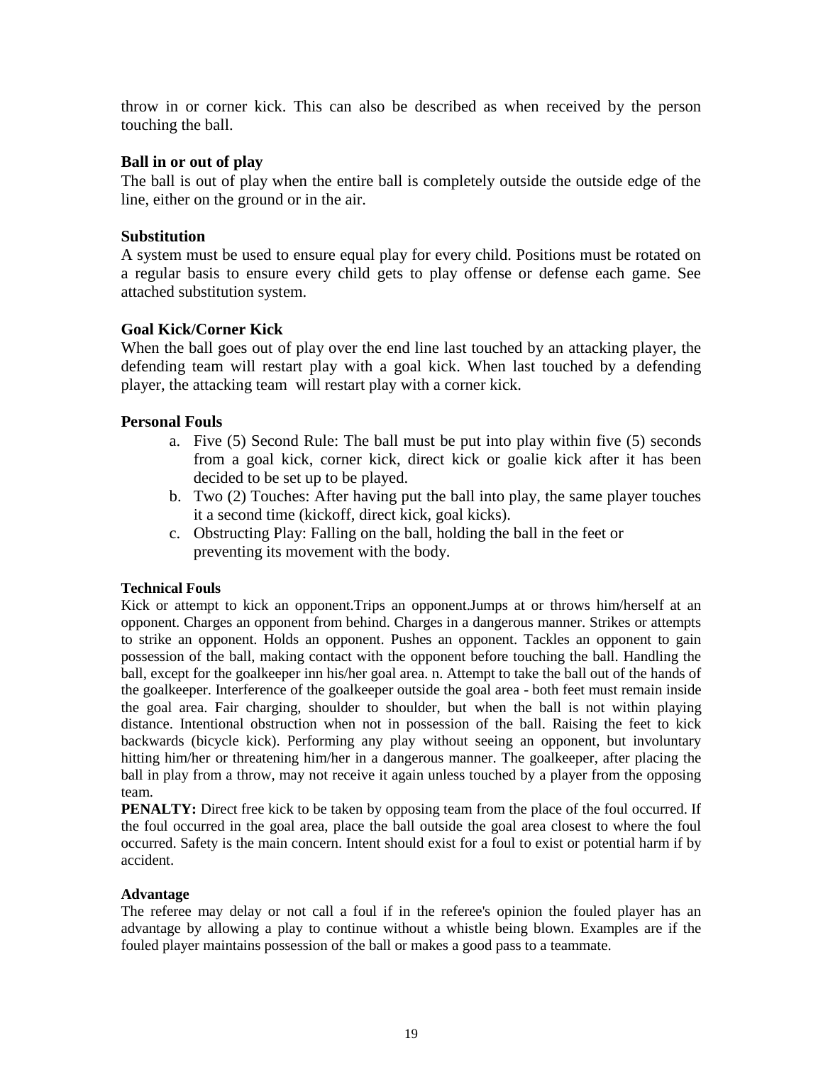throw in or corner kick. This can also be described as when received by the person touching the ball.

**Ball in or out of play**

The ball is out of play when the entire ball is completely outside the outside edge of the line, either on the ground or in the air.

**Substitution**

A system must be used to ensure equal play for every child. Positions must be rotated on a regular basis to ensure every child gets to play offense or defense each game. See attached substitution system.

**Goal Kick/Corner Kick**

When the ball goes out of play over the end line last touched by an attacking player, the defending team will restart play with a goal kick. When last touched by a defending player, the attacking team will restart play with a corner kick.

**Personal Fouls**

a. Five (5) Second Rule: The ball must be put into play within five (5) seconds from a goal kick, corner kick, direct kick or goalie kick after it has been decided to be set up to be played.
b. Two (2) Touches: After having put the ball into play, the same player touches it a second time (kickoff, direct kick, goal kicks).
c. Obstructing Play: Falling on the ball, holding the ball in the feet or preventing its movement with the body.

**Technical Fouls**

Kick or attempt to kick an opponent.Trips an opponent.Jumps at or throws him/herself at an opponent. Charges an opponent from behind. Charges in a dangerous manner. Strikes or attempts to strike an opponent. Holds an opponent. Pushes an opponent. Tackles an opponent to gain possession of the ball, making contact with the opponent before touching the ball. Handling the ball, except for the goalkeeper inn his/her goal area. n. Attempt to take the ball out of the hands of the goalkeeper. Interference of the goalkeeper outside the goal area - both feet must remain inside the goal area. Fair charging, shoulder to shoulder, but when the ball is not within playing distance. Intentional obstruction when not in possession of the ball. Raising the feet to kick backwards (bicycle kick). Performing any play without seeing an opponent, but involuntary hitting him/her or threatening him/her in a dangerous manner. The goalkeeper, after placing the ball in play from a throw, may not receive it again unless touched by a player from the opposing team.

**PENALTY:** Direct free kick to be taken by opposing team from the place of the foul occurred. If the foul occurred in the goal area, place the ball outside the goal area closest to where the foul occurred. Safety is the main concern. Intent should exist for a foul to exist or potential harm if by accident.

**Advantage**

The referee may delay or not call a foul if in the referee's opinion the fouled player has an advantage by allowing a play to continue without a whistle being blown. Examples are if the fouled player maintains possession of the ball or makes a good pass to a teammate.